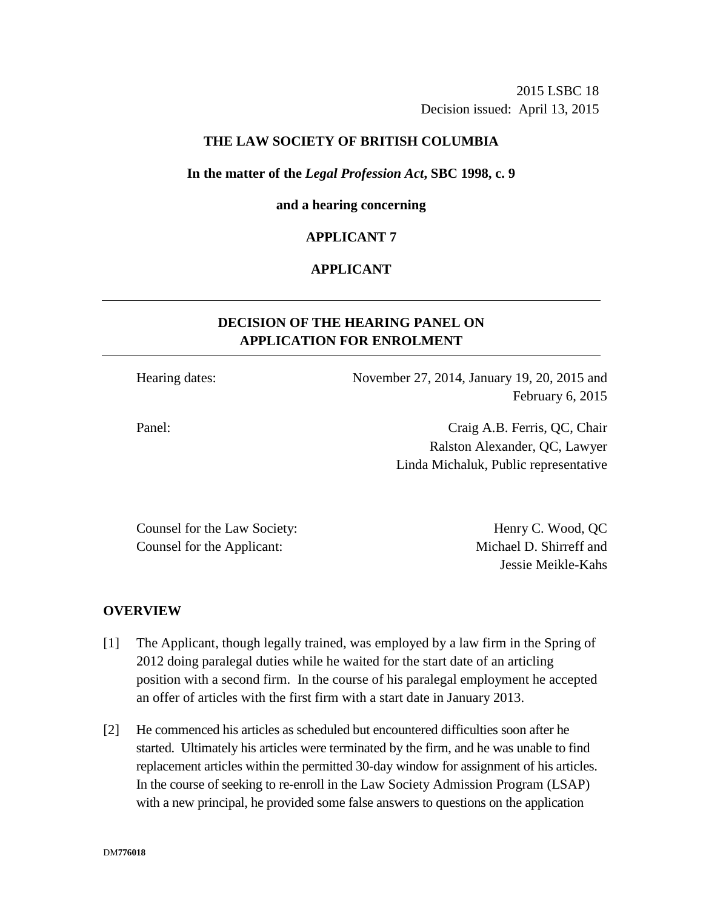2015 LSBC 18
Decision issued: April 13, 2015

**THE LAW SOCIETY OF BRITISH COLUMBIA**

**In the matter of the *Legal Profession Act*, SBC 1998, c. 9**

**and a hearing concerning**

**APPLICANT 7**

**APPLICANT**

---

## DECISION OF THE HEARING PANEL ON APPLICATION FOR ENROLMENT

---

| | |
|---|---|
| Hearing dates: | November 27, 2014, January 19, 20, 2015 and February 6, 2015 |
| Panel: | Craig A.B. Ferris, QC, Chair<br>Ralston Alexander, QC, Lawyer<br>Linda Michaluk, Public representative |

| | |
|---|---|
| Counsel for the Law Society: | Henry C. Wood, QC |
| Counsel for the Applicant: | Michael D. Shirreff and Jessie Meikle-Kahs |

## OVERVIEW

[1] The Applicant, though legally trained, was employed by a law firm in the Spring of 2012 doing paralegal duties while he waited for the start date of an articling position with a second firm. In the course of his paralegal employment he accepted an offer of articles with the first firm with a start date in January 2013.

[2] He commenced his articles as scheduled but encountered difficulties soon after he started. Ultimately his articles were terminated by the firm, and he was unable to find replacement articles within the permitted 30-day window for assignment of his articles. In the course of seeking to re-enroll in the Law Society Admission Program (LSAP) with a new principal, he provided some false answers to questions on the application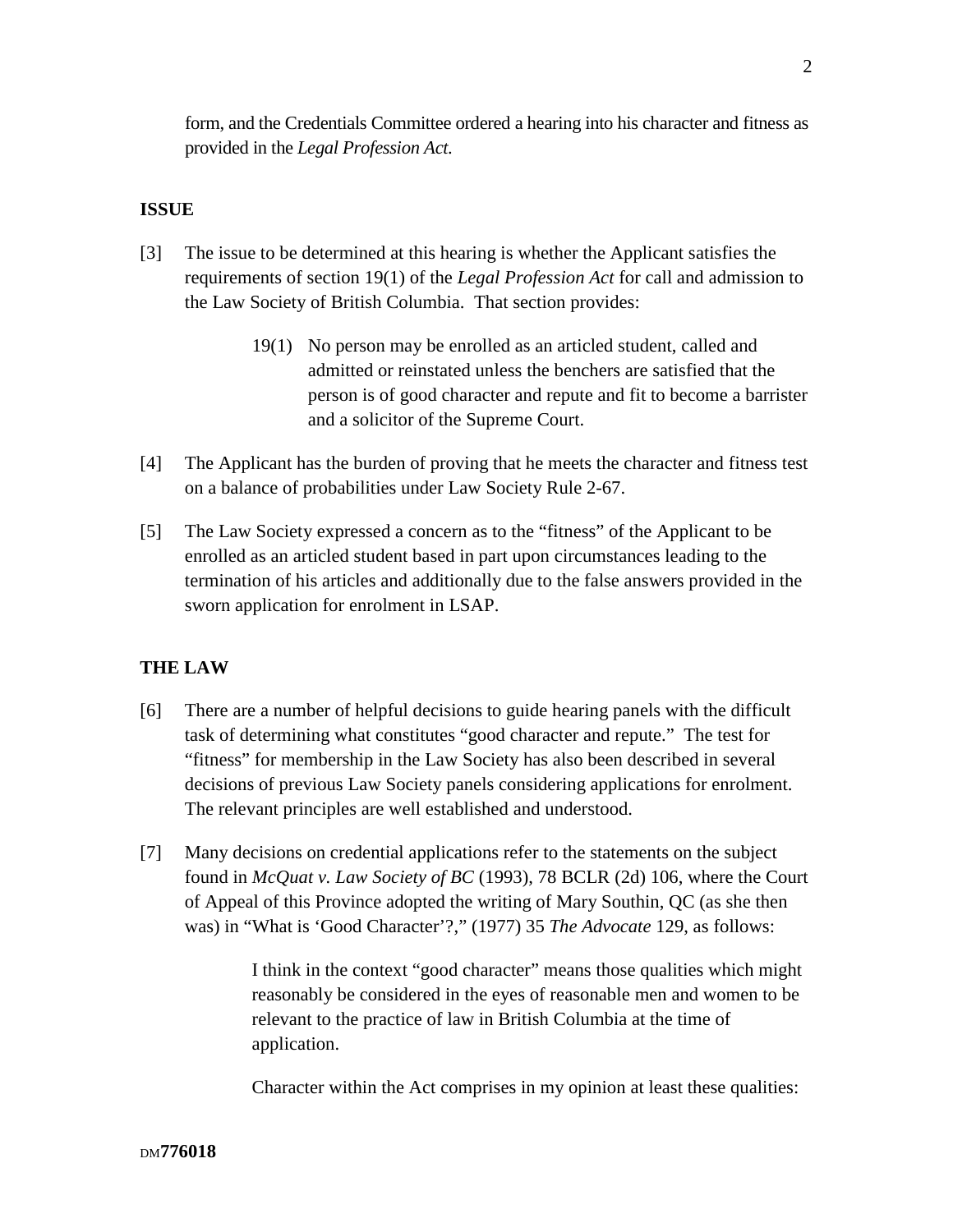form, and the Credentials Committee ordered a hearing into his character and fitness as provided in the *Legal Profession Act.*

## ISSUE

[3] The issue to be determined at this hearing is whether the Applicant satisfies the requirements of section 19(1) of the *Legal Profession Act* for call and admission to the Law Society of British Columbia. That section provides:

> 19(1) No person may be enrolled as an articled student, called and admitted or reinstated unless the benchers are satisfied that the person is of good character and repute and fit to become a barrister and a solicitor of the Supreme Court.

[4] The Applicant has the burden of proving that he meets the character and fitness test on a balance of probabilities under Law Society Rule 2-67.

[5] The Law Society expressed a concern as to the "fitness" of the Applicant to be enrolled as an articled student based in part upon circumstances leading to the termination of his articles and additionally due to the false answers provided in the sworn application for enrolment in LSAP.

## THE LAW

[6] There are a number of helpful decisions to guide hearing panels with the difficult task of determining what constitutes "good character and repute." The test for "fitness" for membership in the Law Society has also been described in several decisions of previous Law Society panels considering applications for enrolment. The relevant principles are well established and understood.

[7] Many decisions on credential applications refer to the statements on the subject found in *McQuat v. Law Society of BC* (1993), 78 BCLR (2d) 106, where the Court of Appeal of this Province adopted the writing of Mary Southin, QC (as she then was) in "What is 'Good Character'?," (1977) 35 *The Advocate* 129, as follows:

> I think in the context "good character" means those qualities which might reasonably be considered in the eyes of reasonable men and women to be relevant to the practice of law in British Columbia at the time of application.
>
> Character within the Act comprises in my opinion at least these qualities: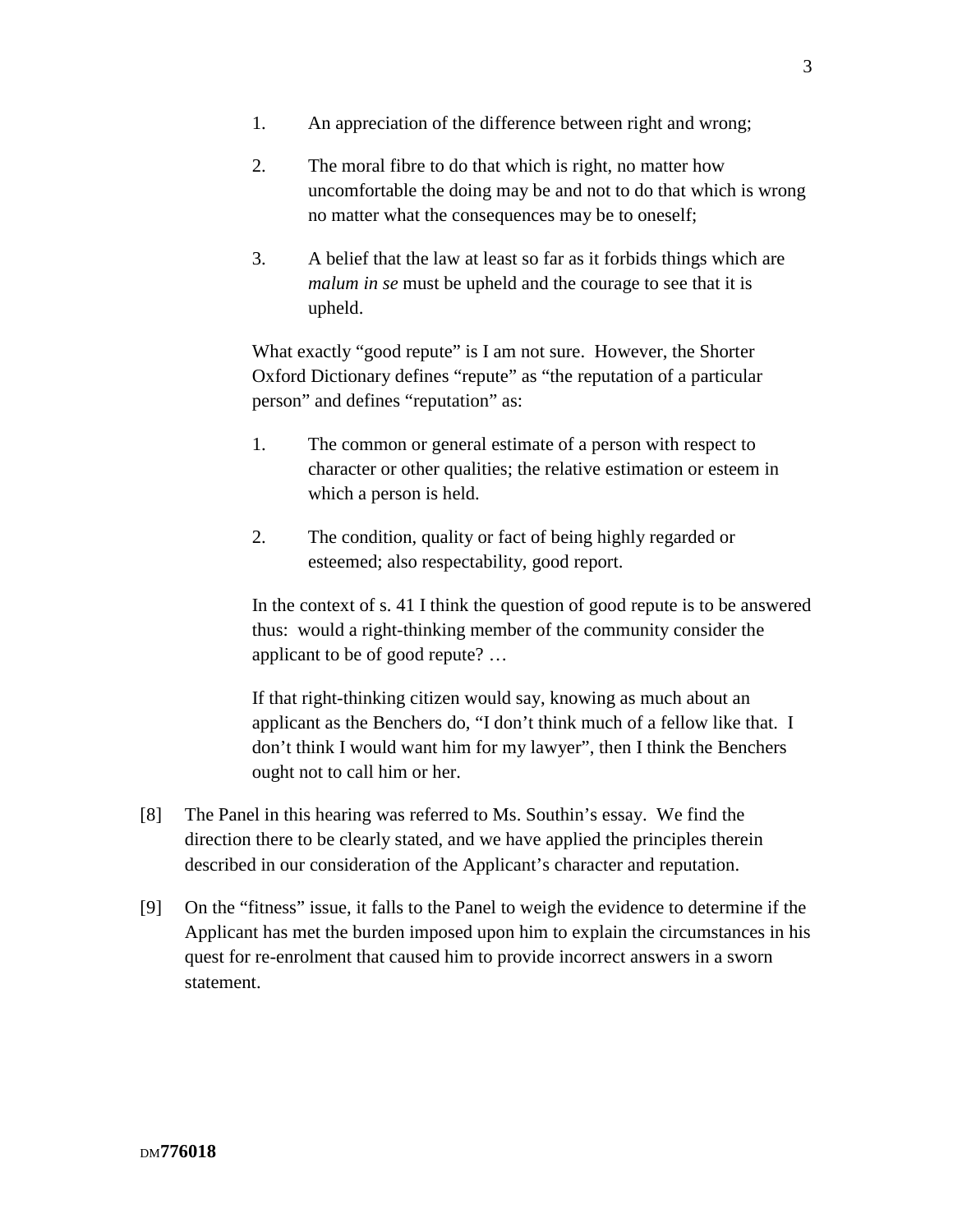> 1. An appreciation of the difference between right and wrong;
>
> 2. The moral fibre to do that which is right, no matter how uncomfortable the doing may be and not to do that which is wrong no matter what the consequences may be to oneself;
>
> 3. A belief that the law at least so far as it forbids things which are *malum in se* must be upheld and the courage to see that it is upheld.
>
> What exactly "good repute" is I am not sure. However, the Shorter Oxford Dictionary defines "repute" as "the reputation of a particular person" and defines "reputation" as:
>
> 1. The common or general estimate of a person with respect to character or other qualities; the relative estimation or esteem in which a person is held.
>
> 2. The condition, quality or fact of being highly regarded or esteemed; also respectability, good report.
>
> In the context of s. 41 I think the question of good repute is to be answered thus: would a right-thinking member of the community consider the applicant to be of good repute? …
>
> If that right-thinking citizen would say, knowing as much about an applicant as the Benchers do, "I don't think much of a fellow like that. I don't think I would want him for my lawyer", then I think the Benchers ought not to call him or her.

[8] The Panel in this hearing was referred to Ms. Southin's essay. We find the direction there to be clearly stated, and we have applied the principles therein described in our consideration of the Applicant's character and reputation.

[9] On the "fitness" issue, it falls to the Panel to weigh the evidence to determine if the Applicant has met the burden imposed upon him to explain the circumstances in his quest for re-enrolment that caused him to provide incorrect answers in a sworn statement.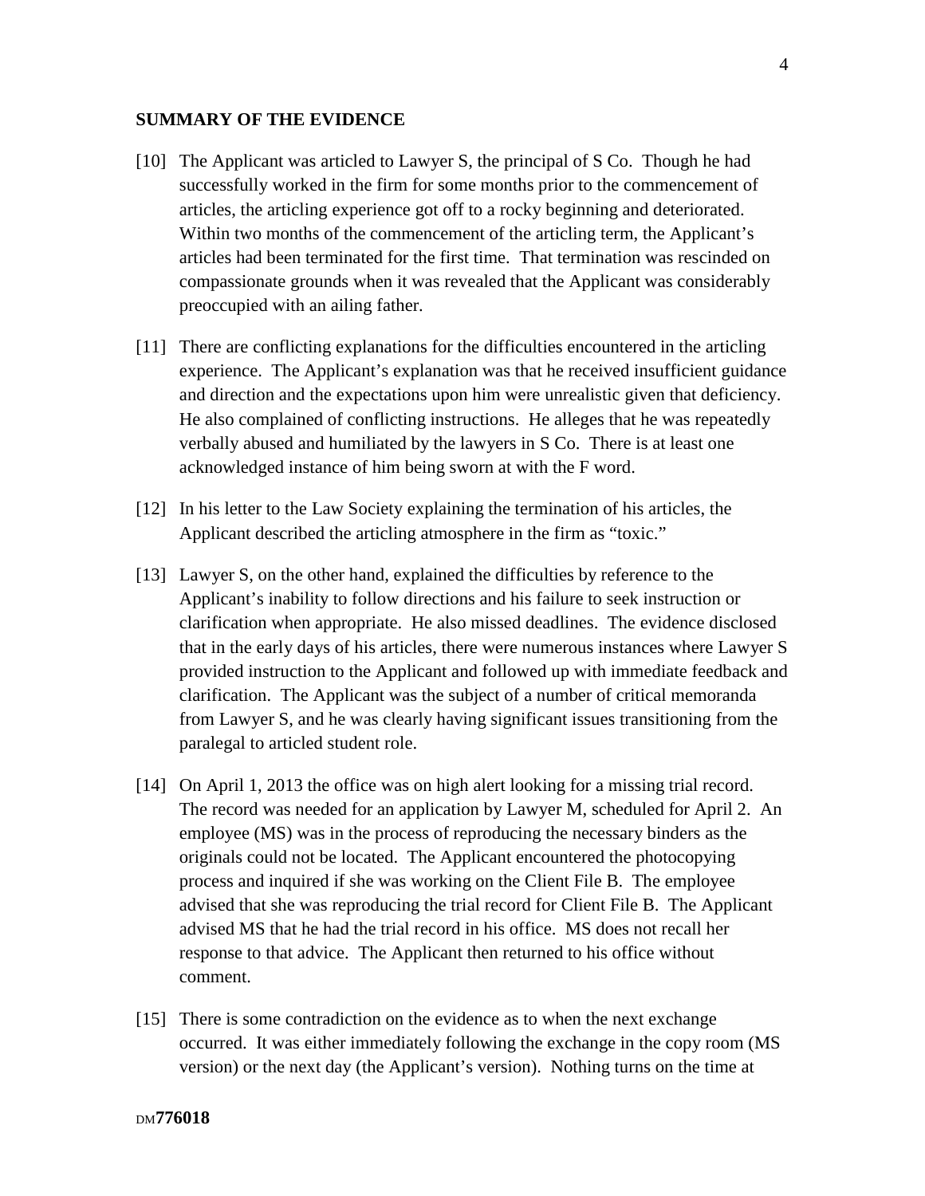## SUMMARY OF THE EVIDENCE

[10] The Applicant was articled to Lawyer S, the principal of S Co. Though he had successfully worked in the firm for some months prior to the commencement of articles, the articling experience got off to a rocky beginning and deteriorated. Within two months of the commencement of the articling term, the Applicant's articles had been terminated for the first time. That termination was rescinded on compassionate grounds when it was revealed that the Applicant was considerably preoccupied with an ailing father.

[11] There are conflicting explanations for the difficulties encountered in the articling experience. The Applicant's explanation was that he received insufficient guidance and direction and the expectations upon him were unrealistic given that deficiency. He also complained of conflicting instructions. He alleges that he was repeatedly verbally abused and humiliated by the lawyers in S Co. There is at least one acknowledged instance of him being sworn at with the F word.

[12] In his letter to the Law Society explaining the termination of his articles, the Applicant described the articling atmosphere in the firm as "toxic."

[13] Lawyer S, on the other hand, explained the difficulties by reference to the Applicant's inability to follow directions and his failure to seek instruction or clarification when appropriate. He also missed deadlines. The evidence disclosed that in the early days of his articles, there were numerous instances where Lawyer S provided instruction to the Applicant and followed up with immediate feedback and clarification. The Applicant was the subject of a number of critical memoranda from Lawyer S, and he was clearly having significant issues transitioning from the paralegal to articled student role.

[14] On April 1, 2013 the office was on high alert looking for a missing trial record. The record was needed for an application by Lawyer M, scheduled for April 2. An employee (MS) was in the process of reproducing the necessary binders as the originals could not be located. The Applicant encountered the photocopying process and inquired if she was working on the Client File B. The employee advised that she was reproducing the trial record for Client File B. The Applicant advised MS that he had the trial record in his office. MS does not recall her response to that advice. The Applicant then returned to his office without comment.

[15] There is some contradiction on the evidence as to when the next exchange occurred. It was either immediately following the exchange in the copy room (MS version) or the next day (the Applicant's version). Nothing turns on the time at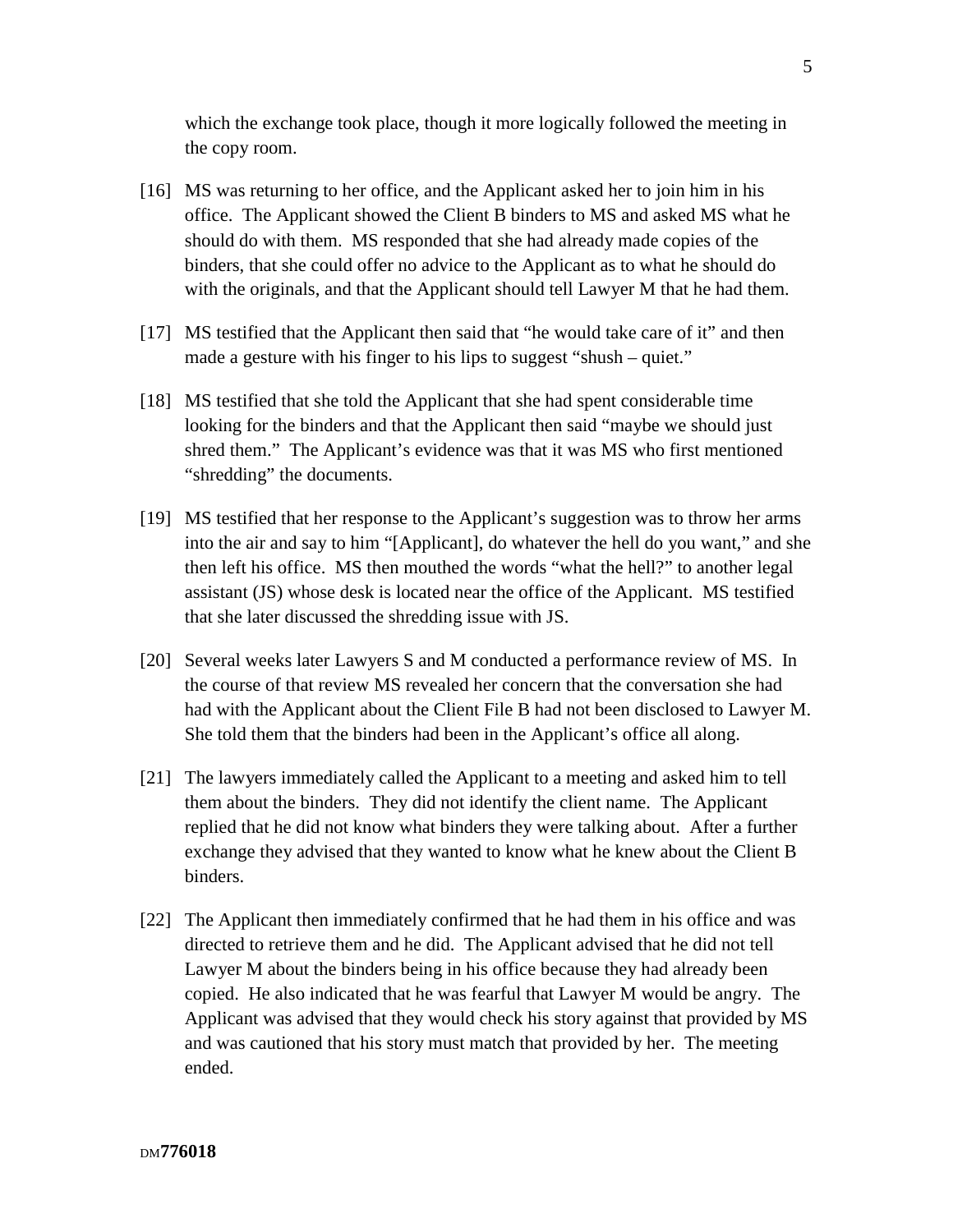which the exchange took place, though it more logically followed the meeting in the copy room.

[16] MS was returning to her office, and the Applicant asked her to join him in his office. The Applicant showed the Client B binders to MS and asked MS what he should do with them. MS responded that she had already made copies of the binders, that she could offer no advice to the Applicant as to what he should do with the originals, and that the Applicant should tell Lawyer M that he had them.

[17] MS testified that the Applicant then said that "he would take care of it" and then made a gesture with his finger to his lips to suggest "shush – quiet."

[18] MS testified that she told the Applicant that she had spent considerable time looking for the binders and that the Applicant then said "maybe we should just shred them." The Applicant's evidence was that it was MS who first mentioned "shredding" the documents.

[19] MS testified that her response to the Applicant's suggestion was to throw her arms into the air and say to him "[Applicant], do whatever the hell do you want," and she then left his office. MS then mouthed the words "what the hell?" to another legal assistant (JS) whose desk is located near the office of the Applicant. MS testified that she later discussed the shredding issue with JS.

[20] Several weeks later Lawyers S and M conducted a performance review of MS. In the course of that review MS revealed her concern that the conversation she had had with the Applicant about the Client File B had not been disclosed to Lawyer M. She told them that the binders had been in the Applicant's office all along.

[21] The lawyers immediately called the Applicant to a meeting and asked him to tell them about the binders. They did not identify the client name. The Applicant replied that he did not know what binders they were talking about. After a further exchange they advised that they wanted to know what he knew about the Client B binders.

[22] The Applicant then immediately confirmed that he had them in his office and was directed to retrieve them and he did. The Applicant advised that he did not tell Lawyer M about the binders being in his office because they had already been copied. He also indicated that he was fearful that Lawyer M would be angry. The Applicant was advised that they would check his story against that provided by MS and was cautioned that his story must match that provided by her. The meeting ended.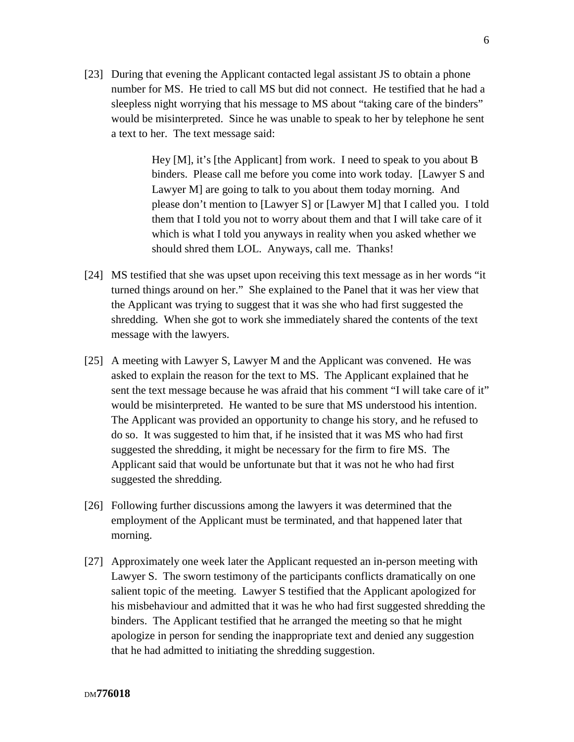[23] During that evening the Applicant contacted legal assistant JS to obtain a phone number for MS. He tried to call MS but did not connect. He testified that he had a sleepless night worrying that his message to MS about "taking care of the binders" would be misinterpreted. Since he was unable to speak to her by telephone he sent a text to her. The text message said:

> Hey [M], it's [the Applicant] from work. I need to speak to you about B binders. Please call me before you come into work today. [Lawyer S and Lawyer M] are going to talk to you about them today morning. And please don't mention to [Lawyer S] or [Lawyer M] that I called you. I told them that I told you not to worry about them and that I will take care of it which is what I told you anyways in reality when you asked whether we should shred them LOL. Anyways, call me. Thanks!

[24] MS testified that she was upset upon receiving this text message as in her words "it turned things around on her." She explained to the Panel that it was her view that the Applicant was trying to suggest that it was she who had first suggested the shredding. When she got to work she immediately shared the contents of the text message with the lawyers.

[25] A meeting with Lawyer S, Lawyer M and the Applicant was convened. He was asked to explain the reason for the text to MS. The Applicant explained that he sent the text message because he was afraid that his comment "I will take care of it" would be misinterpreted. He wanted to be sure that MS understood his intention. The Applicant was provided an opportunity to change his story, and he refused to do so. It was suggested to him that, if he insisted that it was MS who had first suggested the shredding, it might be necessary for the firm to fire MS. The Applicant said that would be unfortunate but that it was not he who had first suggested the shredding.

[26] Following further discussions among the lawyers it was determined that the employment of the Applicant must be terminated, and that happened later that morning.

[27] Approximately one week later the Applicant requested an in-person meeting with Lawyer S. The sworn testimony of the participants conflicts dramatically on one salient topic of the meeting. Lawyer S testified that the Applicant apologized for his misbehaviour and admitted that it was he who had first suggested shredding the binders. The Applicant testified that he arranged the meeting so that he might apologize in person for sending the inappropriate text and denied any suggestion that he had admitted to initiating the shredding suggestion.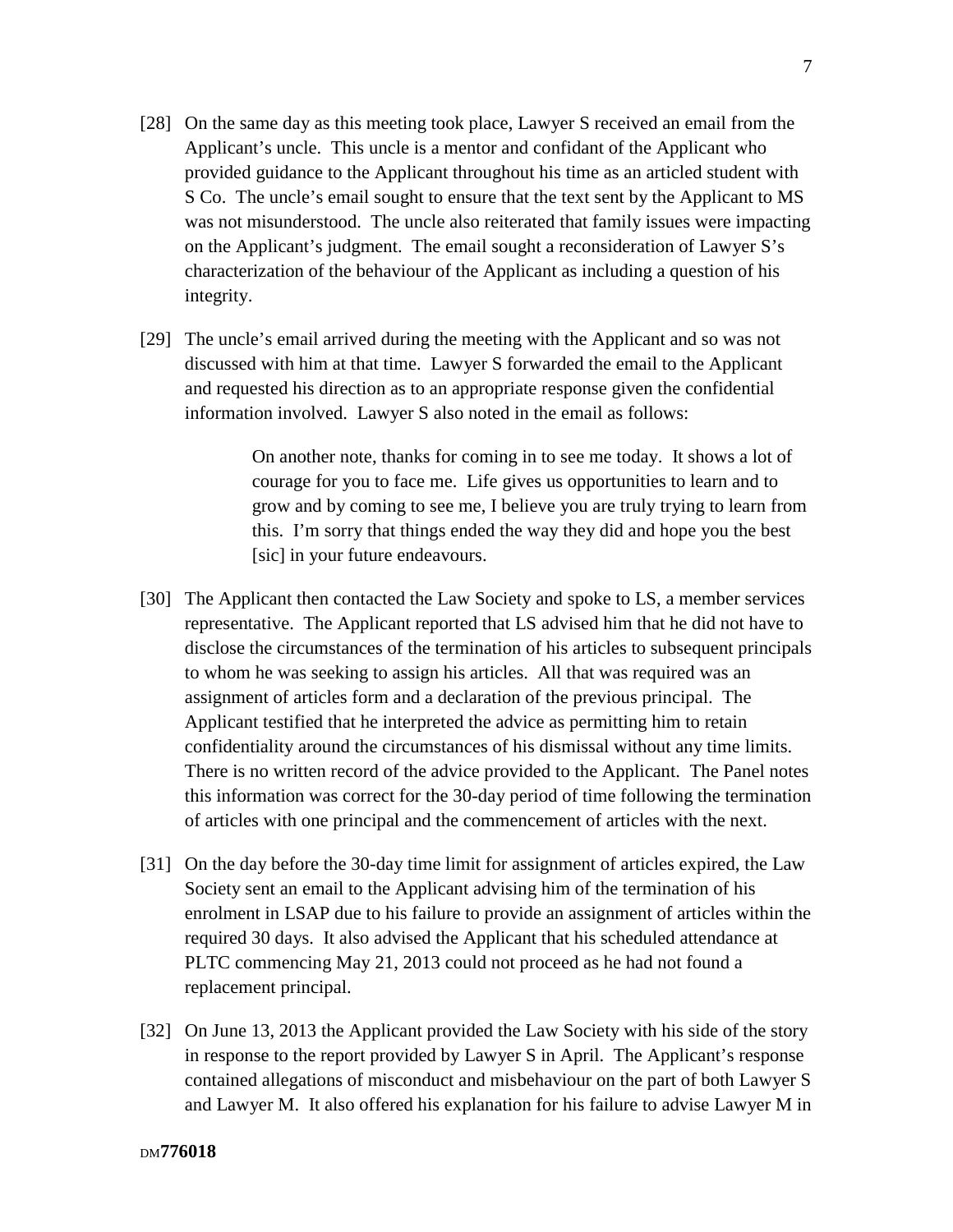[28] On the same day as this meeting took place, Lawyer S received an email from the Applicant's uncle. This uncle is a mentor and confidant of the Applicant who provided guidance to the Applicant throughout his time as an articled student with S Co. The uncle's email sought to ensure that the text sent by the Applicant to MS was not misunderstood. The uncle also reiterated that family issues were impacting on the Applicant's judgment. The email sought a reconsideration of Lawyer S's characterization of the behaviour of the Applicant as including a question of his integrity.

[29] The uncle's email arrived during the meeting with the Applicant and so was not discussed with him at that time. Lawyer S forwarded the email to the Applicant and requested his direction as to an appropriate response given the confidential information involved. Lawyer S also noted in the email as follows:

> On another note, thanks for coming in to see me today. It shows a lot of courage for you to face me. Life gives us opportunities to learn and to grow and by coming to see me, I believe you are truly trying to learn from this. I'm sorry that things ended the way they did and hope you the best [sic] in your future endeavours.

[30] The Applicant then contacted the Law Society and spoke to LS, a member services representative. The Applicant reported that LS advised him that he did not have to disclose the circumstances of the termination of his articles to subsequent principals to whom he was seeking to assign his articles. All that was required was an assignment of articles form and a declaration of the previous principal. The Applicant testified that he interpreted the advice as permitting him to retain confidentiality around the circumstances of his dismissal without any time limits. There is no written record of the advice provided to the Applicant. The Panel notes this information was correct for the 30-day period of time following the termination of articles with one principal and the commencement of articles with the next.

[31] On the day before the 30-day time limit for assignment of articles expired, the Law Society sent an email to the Applicant advising him of the termination of his enrolment in LSAP due to his failure to provide an assignment of articles within the required 30 days. It also advised the Applicant that his scheduled attendance at PLTC commencing May 21, 2013 could not proceed as he had not found a replacement principal.

[32] On June 13, 2013 the Applicant provided the Law Society with his side of the story in response to the report provided by Lawyer S in April. The Applicant's response contained allegations of misconduct and misbehaviour on the part of both Lawyer S and Lawyer M. It also offered his explanation for his failure to advise Lawyer M in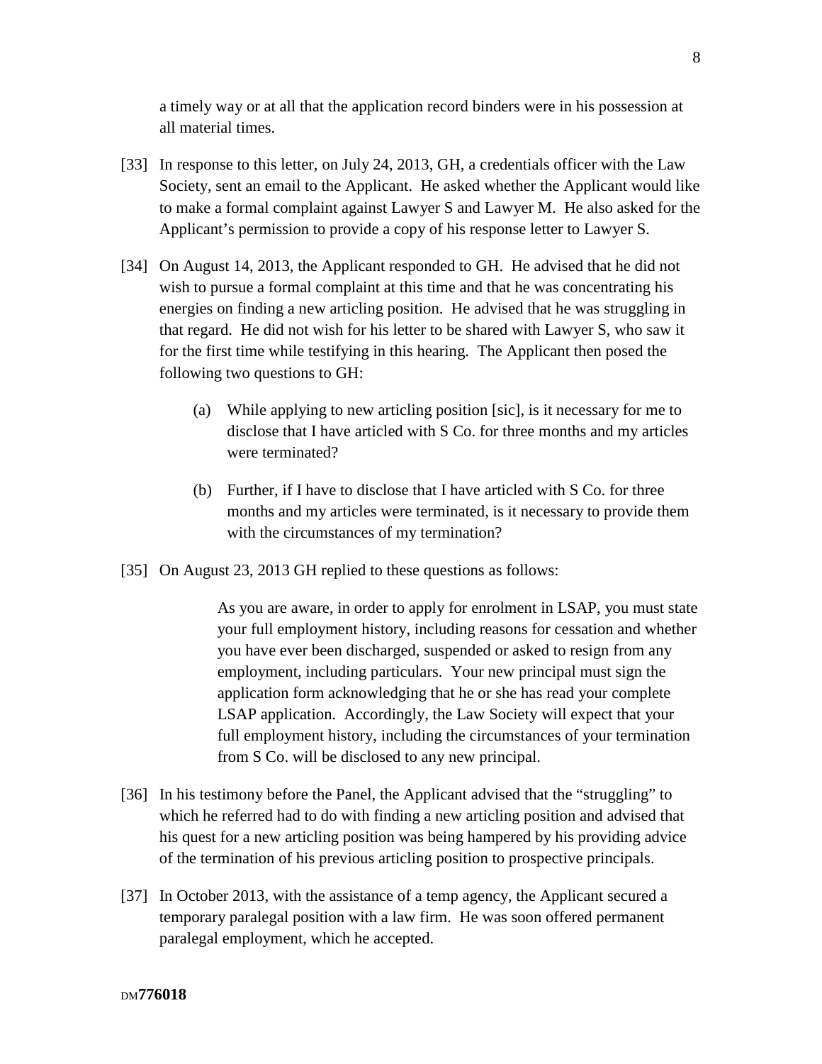a timely way or at all that the application record binders were in his possession at all material times.

[33] In response to this letter, on July 24, 2013, GH, a credentials officer with the Law Society, sent an email to the Applicant. He asked whether the Applicant would like to make a formal complaint against Lawyer S and Lawyer M. He also asked for the Applicant's permission to provide a copy of his response letter to Lawyer S.

[34] On August 14, 2013, the Applicant responded to GH. He advised that he did not wish to pursue a formal complaint at this time and that he was concentrating his energies on finding a new articling position. He advised that he was struggling in that regard. He did not wish for his letter to be shared with Lawyer S, who saw it for the first time while testifying in this hearing. The Applicant then posed the following two questions to GH:

> (a) While applying to new articling position [sic], is it necessary for me to disclose that I have articled with S Co. for three months and my articles were terminated?
>
> (b) Further, if I have to disclose that I have articled with S Co. for three months and my articles were terminated, is it necessary to provide them with the circumstances of my termination?

[35] On August 23, 2013 GH replied to these questions as follows:

> As you are aware, in order to apply for enrolment in LSAP, you must state your full employment history, including reasons for cessation and whether you have ever been discharged, suspended or asked to resign from any employment, including particulars. Your new principal must sign the application form acknowledging that he or she has read your complete LSAP application. Accordingly, the Law Society will expect that your full employment history, including the circumstances of your termination from S Co. will be disclosed to any new principal.

[36] In his testimony before the Panel, the Applicant advised that the "struggling" to which he referred had to do with finding a new articling position and advised that his quest for a new articling position was being hampered by his providing advice of the termination of his previous articling position to prospective principals.

[37] In October 2013, with the assistance of a temp agency, the Applicant secured a temporary paralegal position with a law firm. He was soon offered permanent paralegal employment, which he accepted.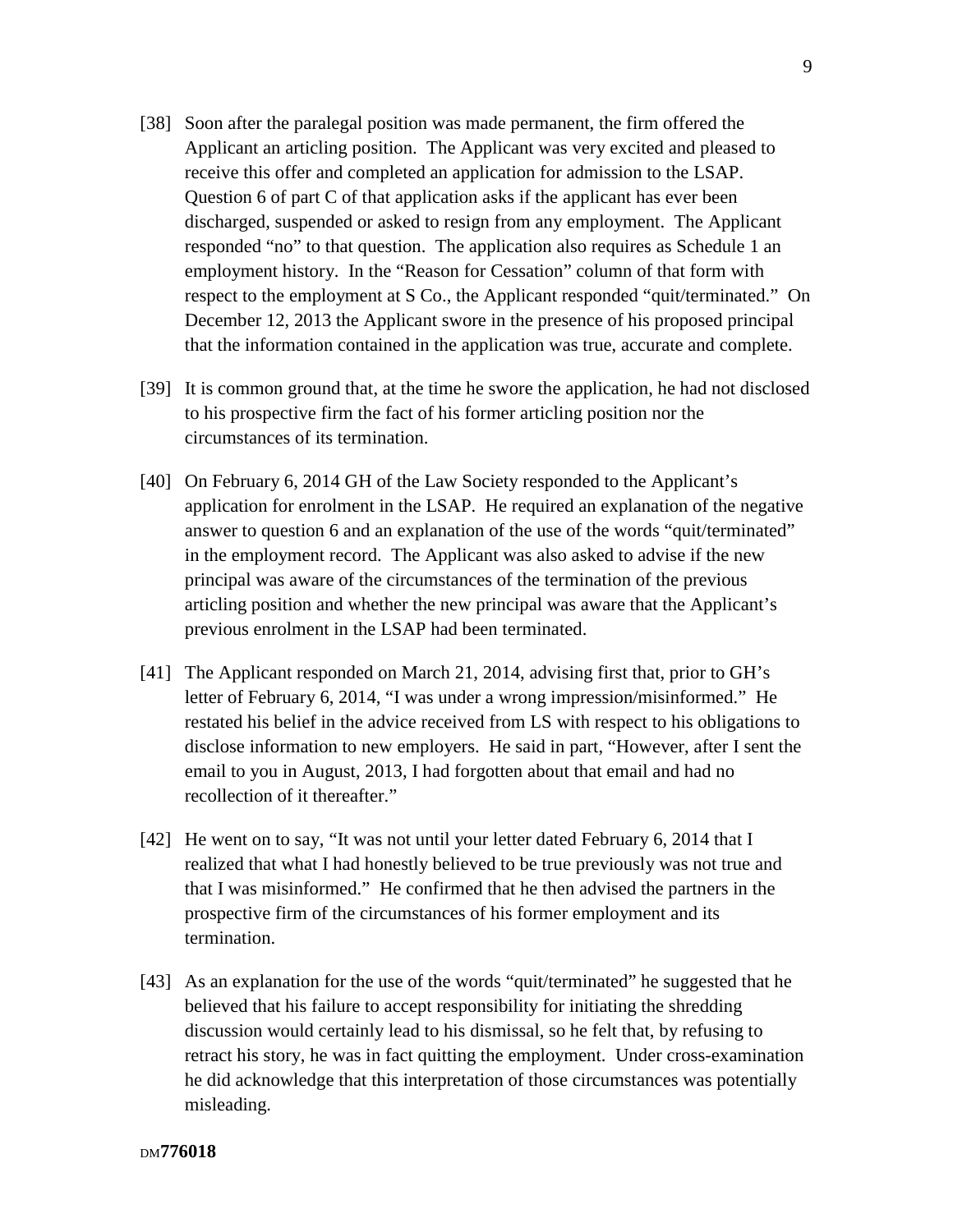[38] Soon after the paralegal position was made permanent, the firm offered the Applicant an articling position. The Applicant was very excited and pleased to receive this offer and completed an application for admission to the LSAP. Question 6 of part C of that application asks if the applicant has ever been discharged, suspended or asked to resign from any employment. The Applicant responded "no" to that question. The application also requires as Schedule 1 an employment history. In the "Reason for Cessation" column of that form with respect to the employment at S Co., the Applicant responded "quit/terminated." On December 12, 2013 the Applicant swore in the presence of his proposed principal that the information contained in the application was true, accurate and complete.

[39] It is common ground that, at the time he swore the application, he had not disclosed to his prospective firm the fact of his former articling position nor the circumstances of its termination.

[40] On February 6, 2014 GH of the Law Society responded to the Applicant's application for enrolment in the LSAP. He required an explanation of the negative answer to question 6 and an explanation of the use of the words "quit/terminated" in the employment record. The Applicant was also asked to advise if the new principal was aware of the circumstances of the termination of the previous articling position and whether the new principal was aware that the Applicant's previous enrolment in the LSAP had been terminated.

[41] The Applicant responded on March 21, 2014, advising first that, prior to GH's letter of February 6, 2014, "I was under a wrong impression/misinformed." He restated his belief in the advice received from LS with respect to his obligations to disclose information to new employers. He said in part, "However, after I sent the email to you in August, 2013, I had forgotten about that email and had no recollection of it thereafter."

[42] He went on to say, "It was not until your letter dated February 6, 2014 that I realized that what I had honestly believed to be true previously was not true and that I was misinformed." He confirmed that he then advised the partners in the prospective firm of the circumstances of his former employment and its termination.

[43] As an explanation for the use of the words "quit/terminated" he suggested that he believed that his failure to accept responsibility for initiating the shredding discussion would certainly lead to his dismissal, so he felt that, by refusing to retract his story, he was in fact quitting the employment. Under cross-examination he did acknowledge that this interpretation of those circumstances was potentially misleading.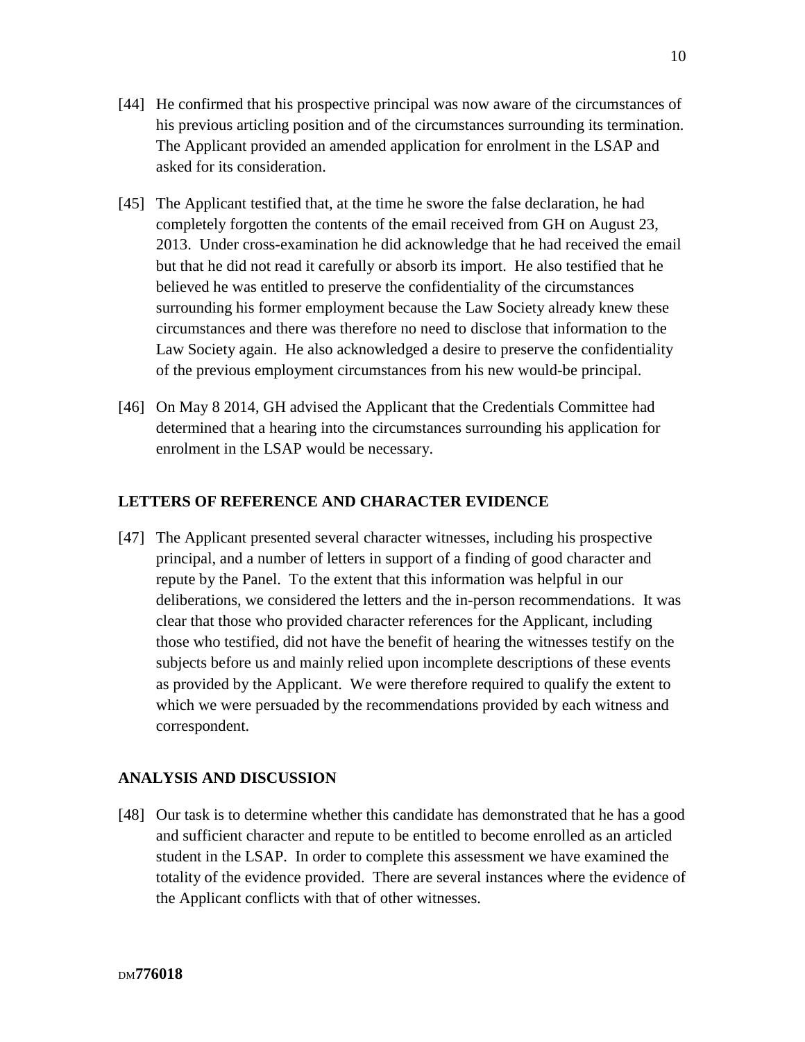[44] He confirmed that his prospective principal was now aware of the circumstances of his previous articling position and of the circumstances surrounding its termination. The Applicant provided an amended application for enrolment in the LSAP and asked for its consideration.

[45] The Applicant testified that, at the time he swore the false declaration, he had completely forgotten the contents of the email received from GH on August 23, 2013. Under cross-examination he did acknowledge that he had received the email but that he did not read it carefully or absorb its import. He also testified that he believed he was entitled to preserve the confidentiality of the circumstances surrounding his former employment because the Law Society already knew these circumstances and there was therefore no need to disclose that information to the Law Society again. He also acknowledged a desire to preserve the confidentiality of the previous employment circumstances from his new would-be principal.

[46] On May 8 2014, GH advised the Applicant that the Credentials Committee had determined that a hearing into the circumstances surrounding his application for enrolment in the LSAP would be necessary.

## LETTERS OF REFERENCE AND CHARACTER EVIDENCE

[47] The Applicant presented several character witnesses, including his prospective principal, and a number of letters in support of a finding of good character and repute by the Panel. To the extent that this information was helpful in our deliberations, we considered the letters and the in-person recommendations. It was clear that those who provided character references for the Applicant, including those who testified, did not have the benefit of hearing the witnesses testify on the subjects before us and mainly relied upon incomplete descriptions of these events as provided by the Applicant. We were therefore required to qualify the extent to which we were persuaded by the recommendations provided by each witness and correspondent.

## ANALYSIS AND DISCUSSION

[48] Our task is to determine whether this candidate has demonstrated that he has a good and sufficient character and repute to be entitled to become enrolled as an articled student in the LSAP. In order to complete this assessment we have examined the totality of the evidence provided. There are several instances where the evidence of the Applicant conflicts with that of other witnesses.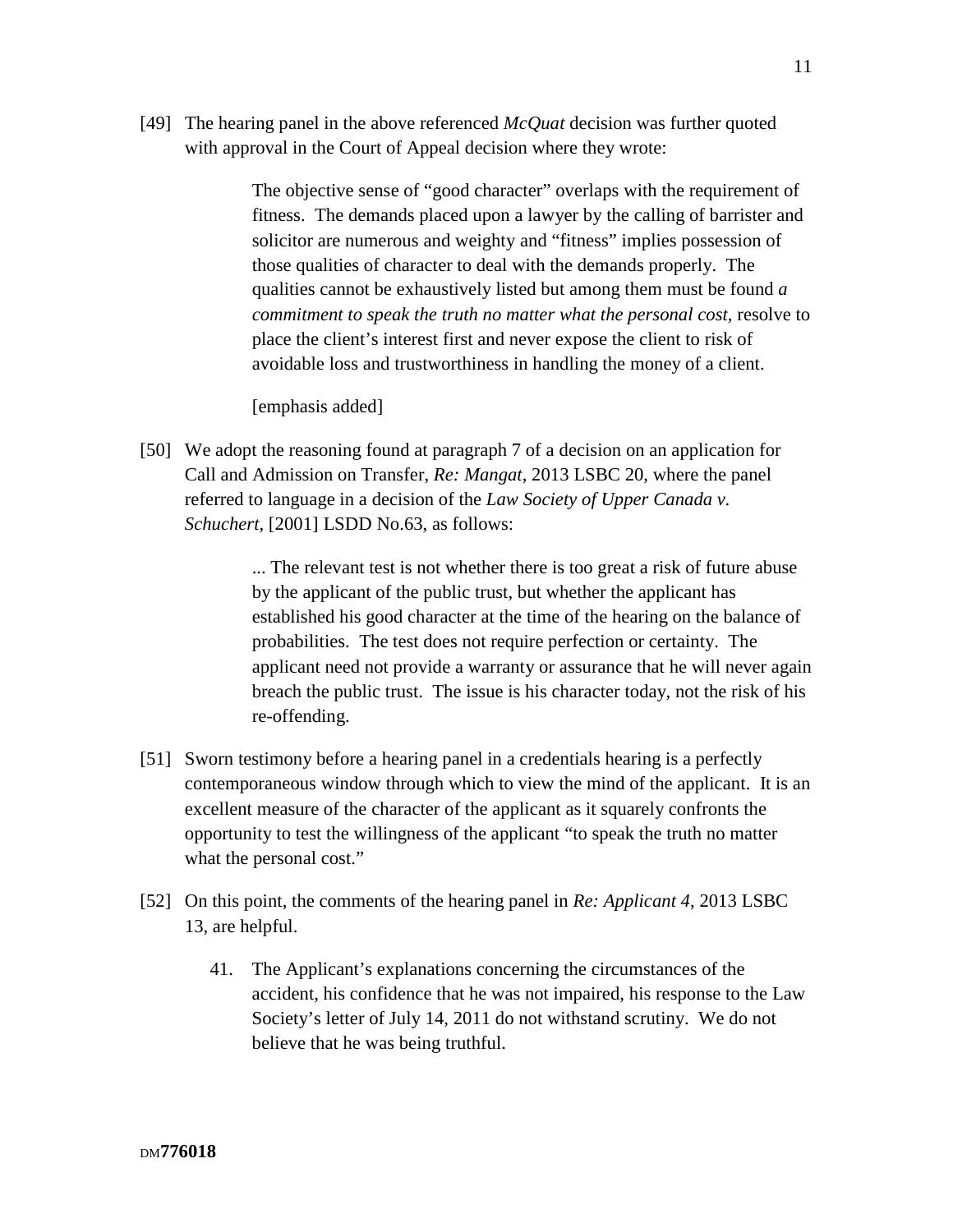[49] The hearing panel in the above referenced *McQuat* decision was further quoted with approval in the Court of Appeal decision where they wrote:

> The objective sense of "good character" overlaps with the requirement of fitness. The demands placed upon a lawyer by the calling of barrister and solicitor are numerous and weighty and "fitness" implies possession of those qualities of character to deal with the demands properly. The qualities cannot be exhaustively listed but among them must be found *a commitment to speak the truth no matter what the personal cost*, resolve to place the client's interest first and never expose the client to risk of avoidable loss and trustworthiness in handling the money of a client.
>
> [emphasis added]

[50] We adopt the reasoning found at paragraph 7 of a decision on an application for Call and Admission on Transfer, *Re: Mangat*, 2013 LSBC 20, where the panel referred to language in a decision of the *Law Society of Upper Canada v. Schuchert*, [2001] LSDD No.63, as follows:

> ... The relevant test is not whether there is too great a risk of future abuse by the applicant of the public trust, but whether the applicant has established his good character at the time of the hearing on the balance of probabilities. The test does not require perfection or certainty. The applicant need not provide a warranty or assurance that he will never again breach the public trust. The issue is his character today, not the risk of his re-offending.

[51] Sworn testimony before a hearing panel in a credentials hearing is a perfectly contemporaneous window through which to view the mind of the applicant. It is an excellent measure of the character of the applicant as it squarely confronts the opportunity to test the willingness of the applicant "to speak the truth no matter what the personal cost."

[52] On this point, the comments of the hearing panel in *Re: Applicant 4*, 2013 LSBC 13, are helpful.

> 41. The Applicant's explanations concerning the circumstances of the accident, his confidence that he was not impaired, his response to the Law Society's letter of July 14, 2011 do not withstand scrutiny. We do not believe that he was being truthful.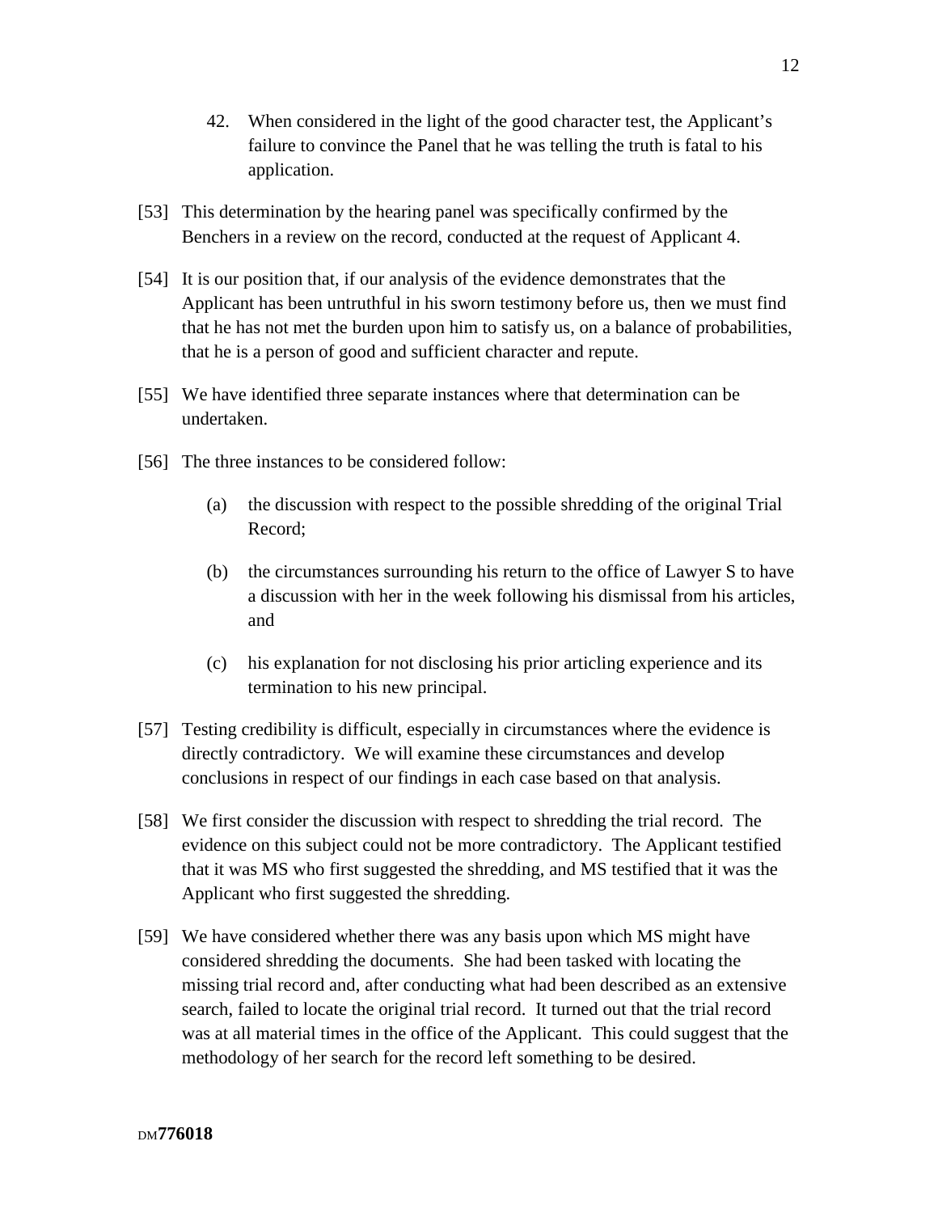42. When considered in the light of the good character test, the Applicant's failure to convince the Panel that he was telling the truth is fatal to his application.

[53] This determination by the hearing panel was specifically confirmed by the Benchers in a review on the record, conducted at the request of Applicant 4.

[54] It is our position that, if our analysis of the evidence demonstrates that the Applicant has been untruthful in his sworn testimony before us, then we must find that he has not met the burden upon him to satisfy us, on a balance of probabilities, that he is a person of good and sufficient character and repute.

[55] We have identified three separate instances where that determination can be undertaken.

[56] The three instances to be considered follow:

(a) the discussion with respect to the possible shredding of the original Trial Record;

(b) the circumstances surrounding his return to the office of Lawyer S to have a discussion with her in the week following his dismissal from his articles, and

(c) his explanation for not disclosing his prior articling experience and its termination to his new principal.

[57] Testing credibility is difficult, especially in circumstances where the evidence is directly contradictory. We will examine these circumstances and develop conclusions in respect of our findings in each case based on that analysis.

[58] We first consider the discussion with respect to shredding the trial record. The evidence on this subject could not be more contradictory. The Applicant testified that it was MS who first suggested the shredding, and MS testified that it was the Applicant who first suggested the shredding.

[59] We have considered whether there was any basis upon which MS might have considered shredding the documents. She had been tasked with locating the missing trial record and, after conducting what had been described as an extensive search, failed to locate the original trial record. It turned out that the trial record was at all material times in the office of the Applicant. This could suggest that the methodology of her search for the record left something to be desired.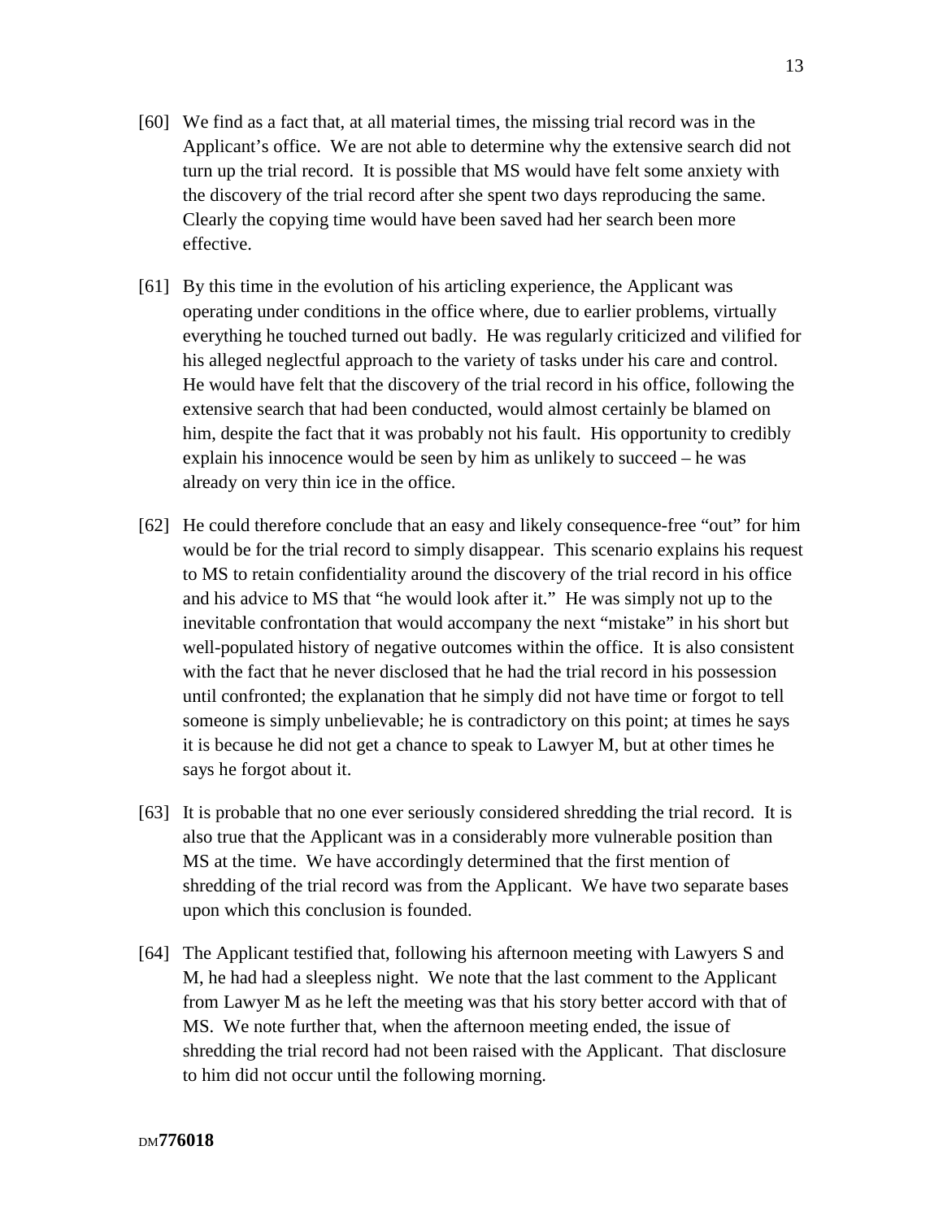[60] We find as a fact that, at all material times, the missing trial record was in the Applicant's office. We are not able to determine why the extensive search did not turn up the trial record. It is possible that MS would have felt some anxiety with the discovery of the trial record after she spent two days reproducing the same. Clearly the copying time would have been saved had her search been more effective.

[61] By this time in the evolution of his articling experience, the Applicant was operating under conditions in the office where, due to earlier problems, virtually everything he touched turned out badly. He was regularly criticized and vilified for his alleged neglectful approach to the variety of tasks under his care and control. He would have felt that the discovery of the trial record in his office, following the extensive search that had been conducted, would almost certainly be blamed on him, despite the fact that it was probably not his fault. His opportunity to credibly explain his innocence would be seen by him as unlikely to succeed – he was already on very thin ice in the office.

[62] He could therefore conclude that an easy and likely consequence-free "out" for him would be for the trial record to simply disappear. This scenario explains his request to MS to retain confidentiality around the discovery of the trial record in his office and his advice to MS that "he would look after it." He was simply not up to the inevitable confrontation that would accompany the next "mistake" in his short but well-populated history of negative outcomes within the office. It is also consistent with the fact that he never disclosed that he had the trial record in his possession until confronted; the explanation that he simply did not have time or forgot to tell someone is simply unbelievable; he is contradictory on this point; at times he says it is because he did not get a chance to speak to Lawyer M, but at other times he says he forgot about it.

[63] It is probable that no one ever seriously considered shredding the trial record. It is also true that the Applicant was in a considerably more vulnerable position than MS at the time. We have accordingly determined that the first mention of shredding of the trial record was from the Applicant. We have two separate bases upon which this conclusion is founded.

[64] The Applicant testified that, following his afternoon meeting with Lawyers S and M, he had had a sleepless night. We note that the last comment to the Applicant from Lawyer M as he left the meeting was that his story better accord with that of MS. We note further that, when the afternoon meeting ended, the issue of shredding the trial record had not been raised with the Applicant. That disclosure to him did not occur until the following morning.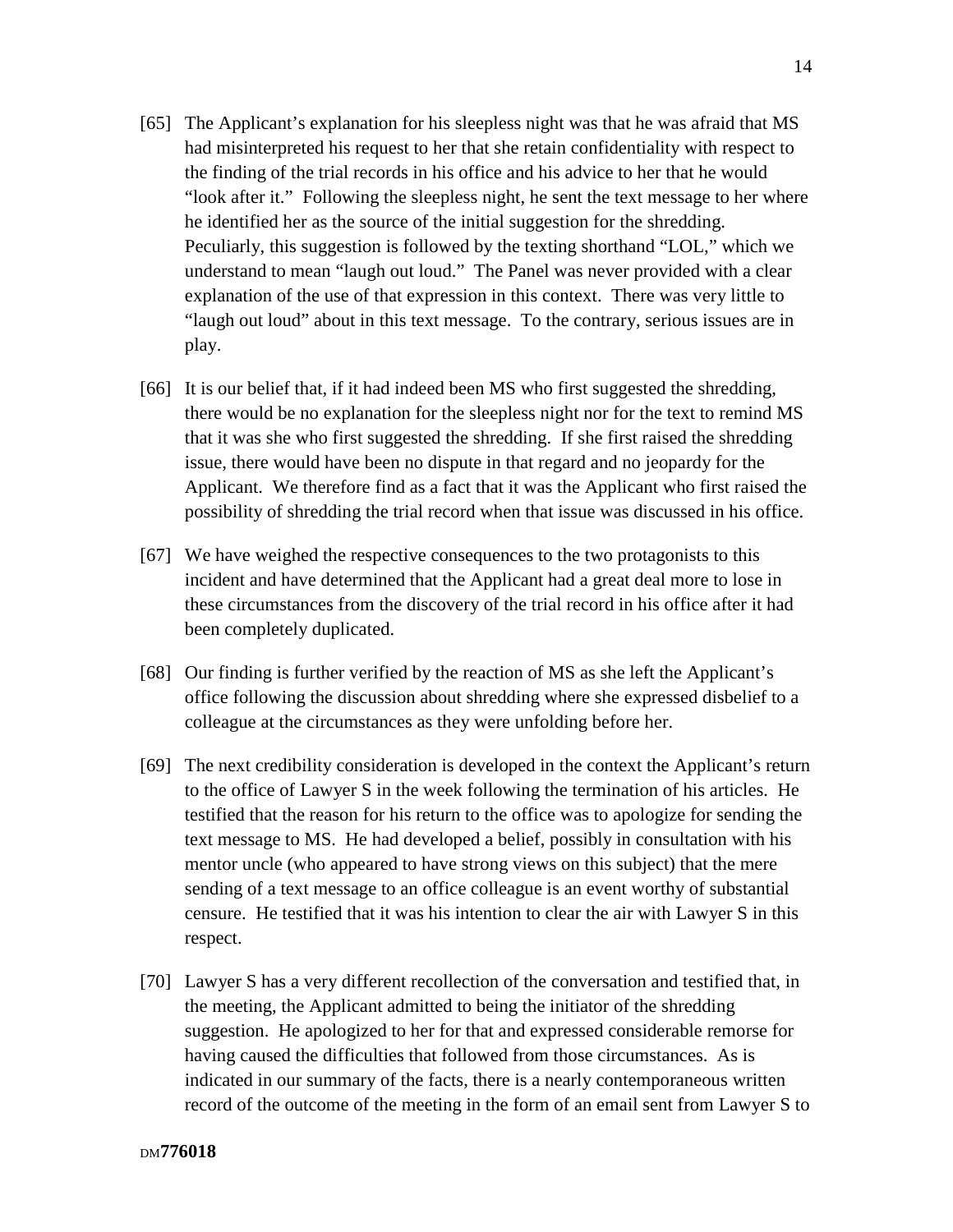[65] The Applicant's explanation for his sleepless night was that he was afraid that MS had misinterpreted his request to her that she retain confidentiality with respect to the finding of the trial records in his office and his advice to her that he would "look after it." Following the sleepless night, he sent the text message to her where he identified her as the source of the initial suggestion for the shredding. Peculiarly, this suggestion is followed by the texting shorthand "LOL," which we understand to mean "laugh out loud." The Panel was never provided with a clear explanation of the use of that expression in this context. There was very little to "laugh out loud" about in this text message. To the contrary, serious issues are in play.

[66] It is our belief that, if it had indeed been MS who first suggested the shredding, there would be no explanation for the sleepless night nor for the text to remind MS that it was she who first suggested the shredding. If she first raised the shredding issue, there would have been no dispute in that regard and no jeopardy for the Applicant. We therefore find as a fact that it was the Applicant who first raised the possibility of shredding the trial record when that issue was discussed in his office.

[67] We have weighed the respective consequences to the two protagonists to this incident and have determined that the Applicant had a great deal more to lose in these circumstances from the discovery of the trial record in his office after it had been completely duplicated.

[68] Our finding is further verified by the reaction of MS as she left the Applicant's office following the discussion about shredding where she expressed disbelief to a colleague at the circumstances as they were unfolding before her.

[69] The next credibility consideration is developed in the context the Applicant's return to the office of Lawyer S in the week following the termination of his articles. He testified that the reason for his return to the office was to apologize for sending the text message to MS. He had developed a belief, possibly in consultation with his mentor uncle (who appeared to have strong views on this subject) that the mere sending of a text message to an office colleague is an event worthy of substantial censure. He testified that it was his intention to clear the air with Lawyer S in this respect.

[70] Lawyer S has a very different recollection of the conversation and testified that, in the meeting, the Applicant admitted to being the initiator of the shredding suggestion. He apologized to her for that and expressed considerable remorse for having caused the difficulties that followed from those circumstances. As is indicated in our summary of the facts, there is a nearly contemporaneous written record of the outcome of the meeting in the form of an email sent from Lawyer S to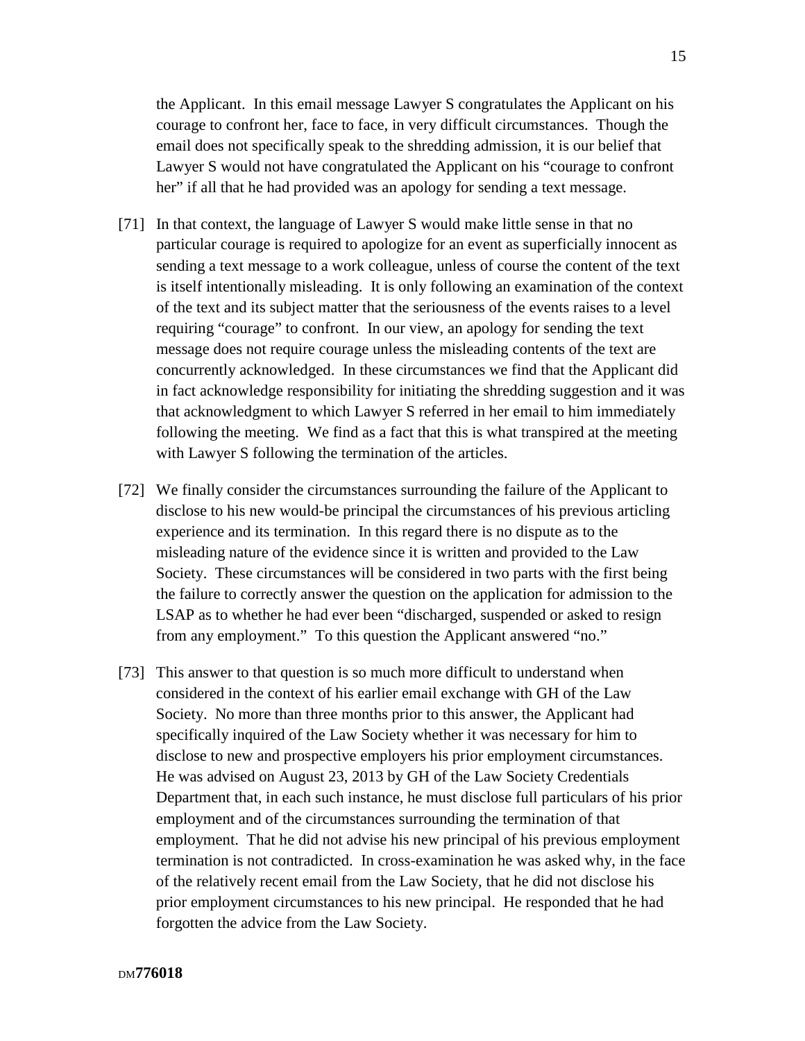the Applicant. In this email message Lawyer S congratulates the Applicant on his courage to confront her, face to face, in very difficult circumstances. Though the email does not specifically speak to the shredding admission, it is our belief that Lawyer S would not have congratulated the Applicant on his "courage to confront her" if all that he had provided was an apology for sending a text message.

[71] In that context, the language of Lawyer S would make little sense in that no particular courage is required to apologize for an event as superficially innocent as sending a text message to a work colleague, unless of course the content of the text is itself intentionally misleading. It is only following an examination of the context of the text and its subject matter that the seriousness of the events raises to a level requiring "courage" to confront. In our view, an apology for sending the text message does not require courage unless the misleading contents of the text are concurrently acknowledged. In these circumstances we find that the Applicant did in fact acknowledge responsibility for initiating the shredding suggestion and it was that acknowledgment to which Lawyer S referred in her email to him immediately following the meeting. We find as a fact that this is what transpired at the meeting with Lawyer S following the termination of the articles.

[72] We finally consider the circumstances surrounding the failure of the Applicant to disclose to his new would-be principal the circumstances of his previous articling experience and its termination. In this regard there is no dispute as to the misleading nature of the evidence since it is written and provided to the Law Society. These circumstances will be considered in two parts with the first being the failure to correctly answer the question on the application for admission to the LSAP as to whether he had ever been "discharged, suspended or asked to resign from any employment." To this question the Applicant answered "no."

[73] This answer to that question is so much more difficult to understand when considered in the context of his earlier email exchange with GH of the Law Society. No more than three months prior to this answer, the Applicant had specifically inquired of the Law Society whether it was necessary for him to disclose to new and prospective employers his prior employment circumstances. He was advised on August 23, 2013 by GH of the Law Society Credentials Department that, in each such instance, he must disclose full particulars of his prior employment and of the circumstances surrounding the termination of that employment. That he did not advise his new principal of his previous employment termination is not contradicted. In cross-examination he was asked why, in the face of the relatively recent email from the Law Society, that he did not disclose his prior employment circumstances to his new principal. He responded that he had forgotten the advice from the Law Society.

DM776018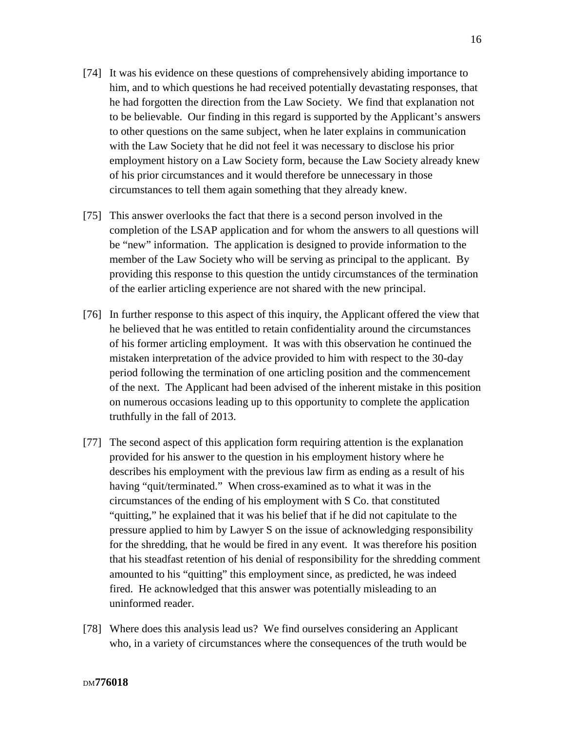[74] It was his evidence on these questions of comprehensively abiding importance to him, and to which questions he had received potentially devastating responses, that he had forgotten the direction from the Law Society. We find that explanation not to be believable. Our finding in this regard is supported by the Applicant's answers to other questions on the same subject, when he later explains in communication with the Law Society that he did not feel it was necessary to disclose his prior employment history on a Law Society form, because the Law Society already knew of his prior circumstances and it would therefore be unnecessary in those circumstances to tell them again something that they already knew.

[75] This answer overlooks the fact that there is a second person involved in the completion of the LSAP application and for whom the answers to all questions will be "new" information. The application is designed to provide information to the member of the Law Society who will be serving as principal to the applicant. By providing this response to this question the untidy circumstances of the termination of the earlier articling experience are not shared with the new principal.

[76] In further response to this aspect of this inquiry, the Applicant offered the view that he believed that he was entitled to retain confidentiality around the circumstances of his former articling employment. It was with this observation he continued the mistaken interpretation of the advice provided to him with respect to the 30-day period following the termination of one articling position and the commencement of the next. The Applicant had been advised of the inherent mistake in this position on numerous occasions leading up to this opportunity to complete the application truthfully in the fall of 2013.

[77] The second aspect of this application form requiring attention is the explanation provided for his answer to the question in his employment history where he describes his employment with the previous law firm as ending as a result of his having "quit/terminated." When cross-examined as to what it was in the circumstances of the ending of his employment with S Co. that constituted "quitting," he explained that it was his belief that if he did not capitulate to the pressure applied to him by Lawyer S on the issue of acknowledging responsibility for the shredding, that he would be fired in any event. It was therefore his position that his steadfast retention of his denial of responsibility for the shredding comment amounted to his "quitting" this employment since, as predicted, he was indeed fired. He acknowledged that this answer was potentially misleading to an uninformed reader.

[78] Where does this analysis lead us? We find ourselves considering an Applicant who, in a variety of circumstances where the consequences of the truth would be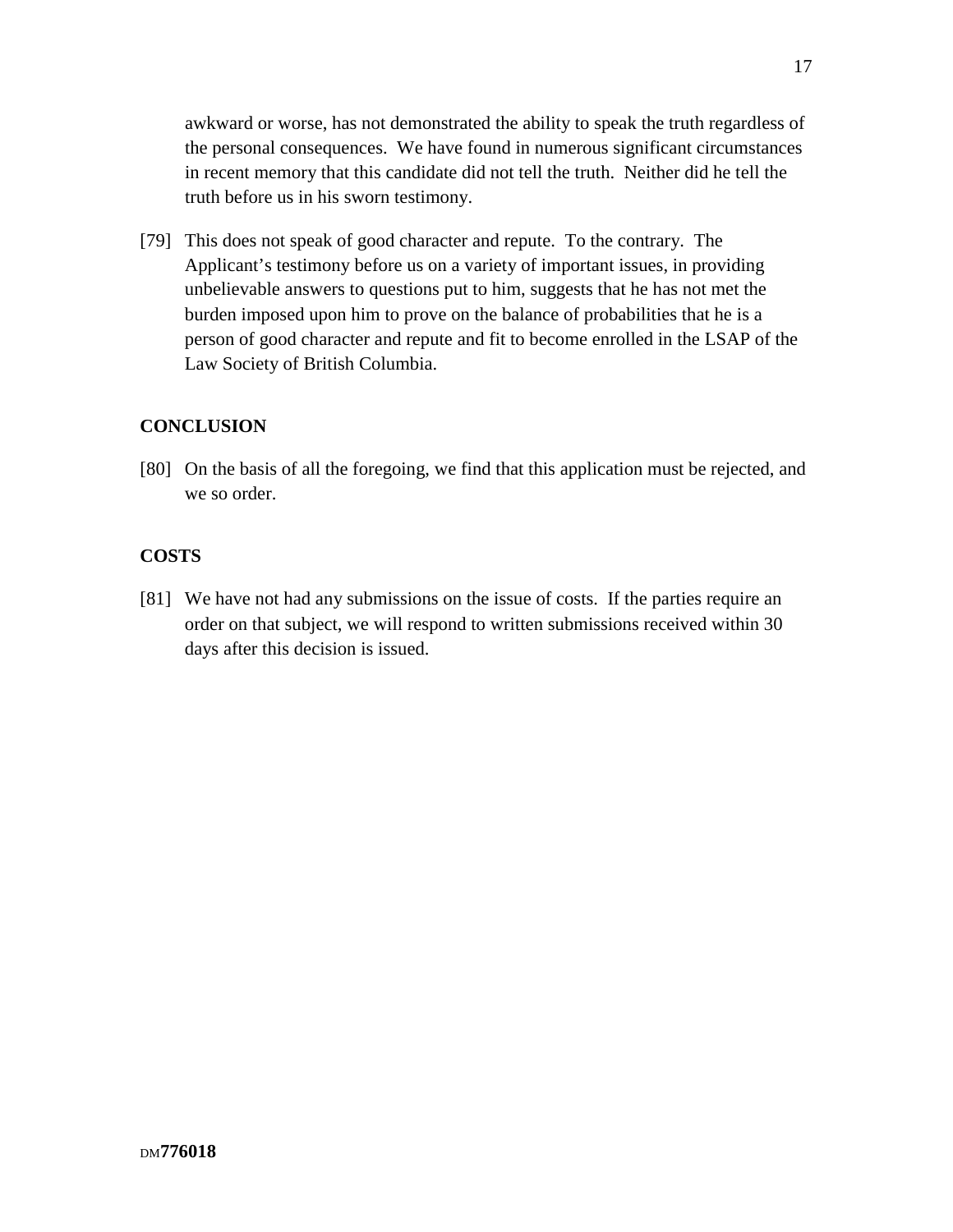awkward or worse, has not demonstrated the ability to speak the truth regardless of the personal consequences. We have found in numerous significant circumstances in recent memory that this candidate did not tell the truth. Neither did he tell the truth before us in his sworn testimony.

[79] This does not speak of good character and repute. To the contrary. The Applicant's testimony before us on a variety of important issues, in providing unbelievable answers to questions put to him, suggests that he has not met the burden imposed upon him to prove on the balance of probabilities that he is a person of good character and repute and fit to become enrolled in the LSAP of the Law Society of British Columbia.

## CONCLUSION

[80] On the basis of all the foregoing, we find that this application must be rejected, and we so order.

## COSTS

[81] We have not had any submissions on the issue of costs. If the parties require an order on that subject, we will respond to written submissions received within 30 days after this decision is issued.

DM**776018**